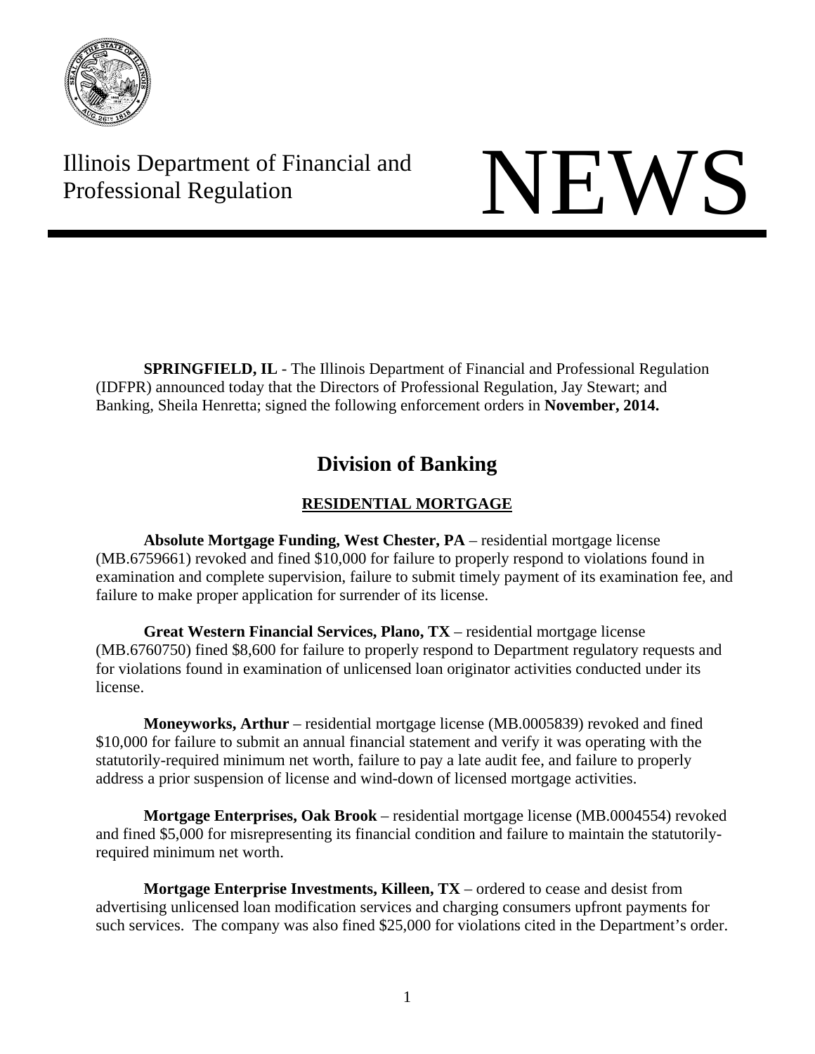Illinois Department of Financial and Professional Regulation

# NEWS

**SPRINGFIELD, IL** - The Illinois Department of Financial and Professional Regulation (IDFPR) announced today that the Directors of Professional Regulation, Jay Stewart; and Banking, Sheila Henretta; signed the following enforcement orders in **November, 2014.**

## Division of Banking

### RESIDENTIAL MORTGAGE

**Absolute Mortgage Funding, West Chester, PA** – residential mortgage license (MB.6759661) revoked and fined $10,000 for failure to properly respond to violations found in examination and complete supervision, failure to submit timely payment of its examination fee, and failure to make proper application for surrender of its license.

**Great Western Financial Services, Plano, TX** – residential mortgage license (MB.6760750) fined $8,600 for failure to properly respond to Department regulatory requests and for violations found in examination of unlicensed loan originator activities conducted under its license.

**Moneyworks, Arthur** – residential mortgage license (MB.0005839) revoked and fined $10,000 for failure to submit an annual financial statement and verify it was operating with the statutorily-required minimum net worth, failure to pay a late audit fee, and failure to properly address a prior suspension of license and wind-down of licensed mortgage activities.

**Mortgage Enterprises, Oak Brook** – residential mortgage license (MB.0004554) revoked and fined $5,000 for misrepresenting its financial condition and failure to maintain the statutorily-required minimum net worth.

**Mortgage Enterprise Investments, Killeen, TX** – ordered to cease and desist from advertising unlicensed loan modification services and charging consumers upfront payments for such services. The company was also fined $25,000 for violations cited in the Department's order.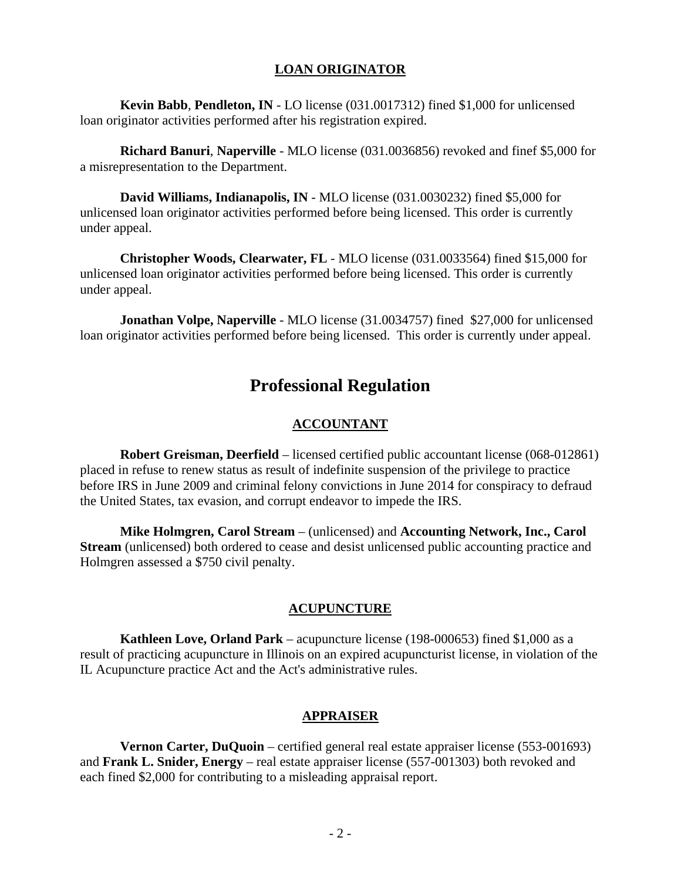### LOAN ORIGINATOR

**Kevin Babb**, **Pendleton, IN** - LO license (031.0017312) fined $1,000 for unlicensed loan originator activities performed after his registration expired.

**Richard Banuri**, **Naperville** - MLO license (031.0036856) revoked and finef $5,000 for a misrepresentation to the Department.

**David Williams, Indianapolis, IN** - MLO license (031.0030232) fined $5,000 for unlicensed loan originator activities performed before being licensed. This order is currently under appeal.

**Christopher Woods, Clearwater, FL** - MLO license (031.0033564) fined $15,000 for unlicensed loan originator activities performed before being licensed. This order is currently under appeal.

**Jonathan Volpe, Naperville** - MLO license (31.0034757) fined $27,000 for unlicensed loan originator activities performed before being licensed. This order is currently under appeal.

## Professional Regulation

### ACCOUNTANT

**Robert Greisman, Deerfield** – licensed certified public accountant license (068-012861) placed in refuse to renew status as result of indefinite suspension of the privilege to practice before IRS in June 2009 and criminal felony convictions in June 2014 for conspiracy to defraud the United States, tax evasion, and corrupt endeavor to impede the IRS.

**Mike Holmgren, Carol Stream** – (unlicensed) and **Accounting Network, Inc., Carol Stream** (unlicensed) both ordered to cease and desist unlicensed public accounting practice and Holmgren assessed a $750 civil penalty.

### ACUPUNCTURE

**Kathleen Love, Orland Park** – acupuncture license (198-000653) fined $1,000 as a result of practicing acupuncture in Illinois on an expired acupuncturist license, in violation of the IL Acupuncture practice Act and the Act's administrative rules.

### APPRAISER

**Vernon Carter, DuQuoin** – certified general real estate appraiser license (553-001693) and **Frank L. Snider, Energy** – real estate appraiser license (557-001303) both revoked and each fined $2,000 for contributing to a misleading appraisal report.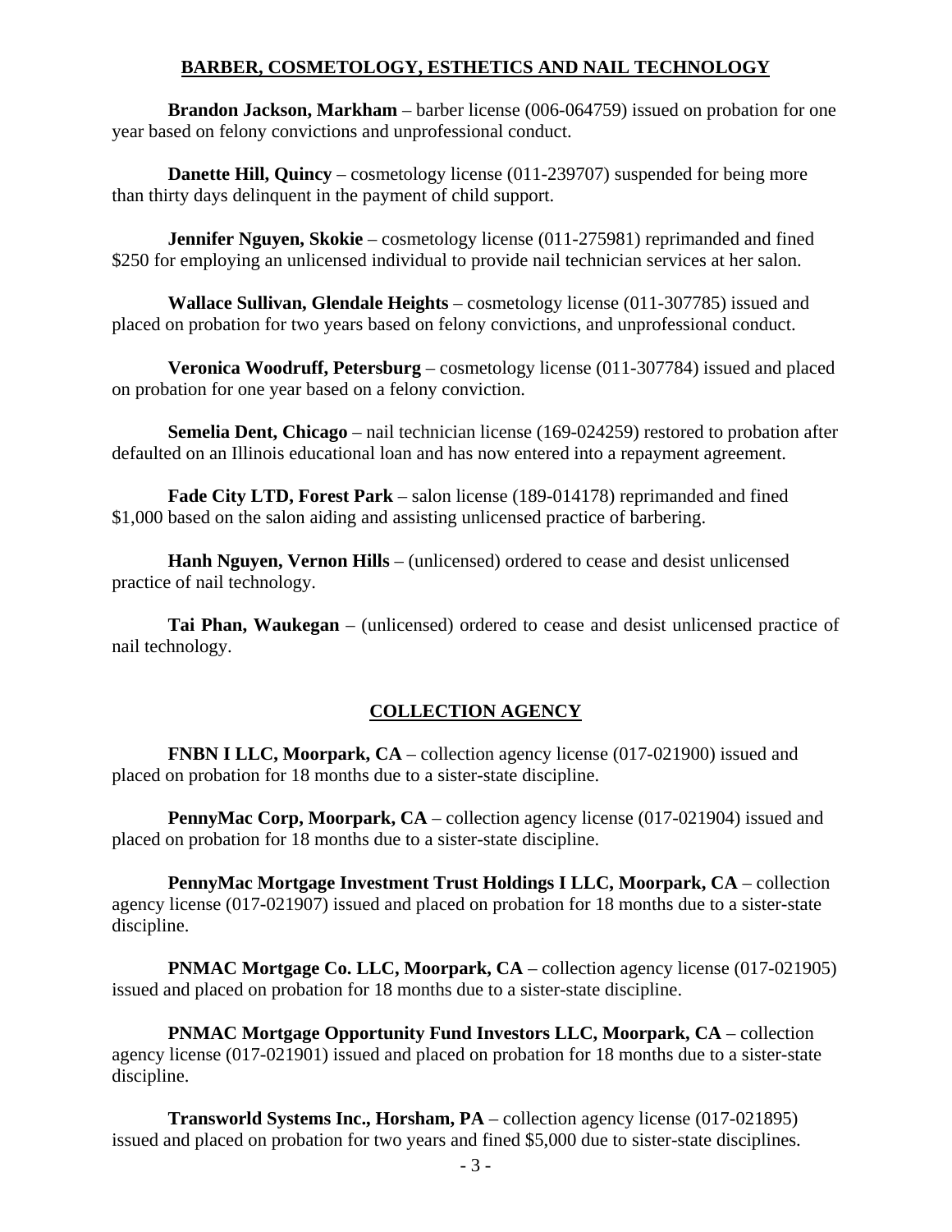## BARBER, COSMETOLOGY, ESTHETICS AND NAIL TECHNOLOGY

**Brandon Jackson, Markham** – barber license (006-064759) issued on probation for one year based on felony convictions and unprofessional conduct.

**Danette Hill, Quincy** – cosmetology license (011-239707) suspended for being more than thirty days delinquent in the payment of child support.

**Jennifer Nguyen, Skokie** – cosmetology license (011-275981) reprimanded and fined $250 for employing an unlicensed individual to provide nail technician services at her salon.

**Wallace Sullivan, Glendale Heights** – cosmetology license (011-307785) issued and placed on probation for two years based on felony convictions, and unprofessional conduct.

**Veronica Woodruff, Petersburg** – cosmetology license (011-307784) issued and placed on probation for one year based on a felony conviction.

**Semelia Dent, Chicago** – nail technician license (169-024259) restored to probation after defaulted on an Illinois educational loan and has now entered into a repayment agreement.

**Fade City LTD, Forest Park** – salon license (189-014178) reprimanded and fined $1,000 based on the salon aiding and assisting unlicensed practice of barbering.

**Hanh Nguyen, Vernon Hills** – (unlicensed) ordered to cease and desist unlicensed practice of nail technology.

**Tai Phan, Waukegan** – (unlicensed) ordered to cease and desist unlicensed practice of nail technology.

## COLLECTION AGENCY

**FNBN I LLC, Moorpark, CA** – collection agency license (017-021900) issued and placed on probation for 18 months due to a sister-state discipline.

**PennyMac Corp, Moorpark, CA** – collection agency license (017-021904) issued and placed on probation for 18 months due to a sister-state discipline.

**PennyMac Mortgage Investment Trust Holdings I LLC, Moorpark, CA** – collection agency license (017-021907) issued and placed on probation for 18 months due to a sister-state discipline.

**PNMAC Mortgage Co. LLC, Moorpark, CA** – collection agency license (017-021905) issued and placed on probation for 18 months due to a sister-state discipline.

**PNMAC Mortgage Opportunity Fund Investors LLC, Moorpark, CA** – collection agency license (017-021901) issued and placed on probation for 18 months due to a sister-state discipline.

**Transworld Systems Inc., Horsham, PA** – collection agency license (017-021895) issued and placed on probation for two years and fined $5,000 due to sister-state disciplines.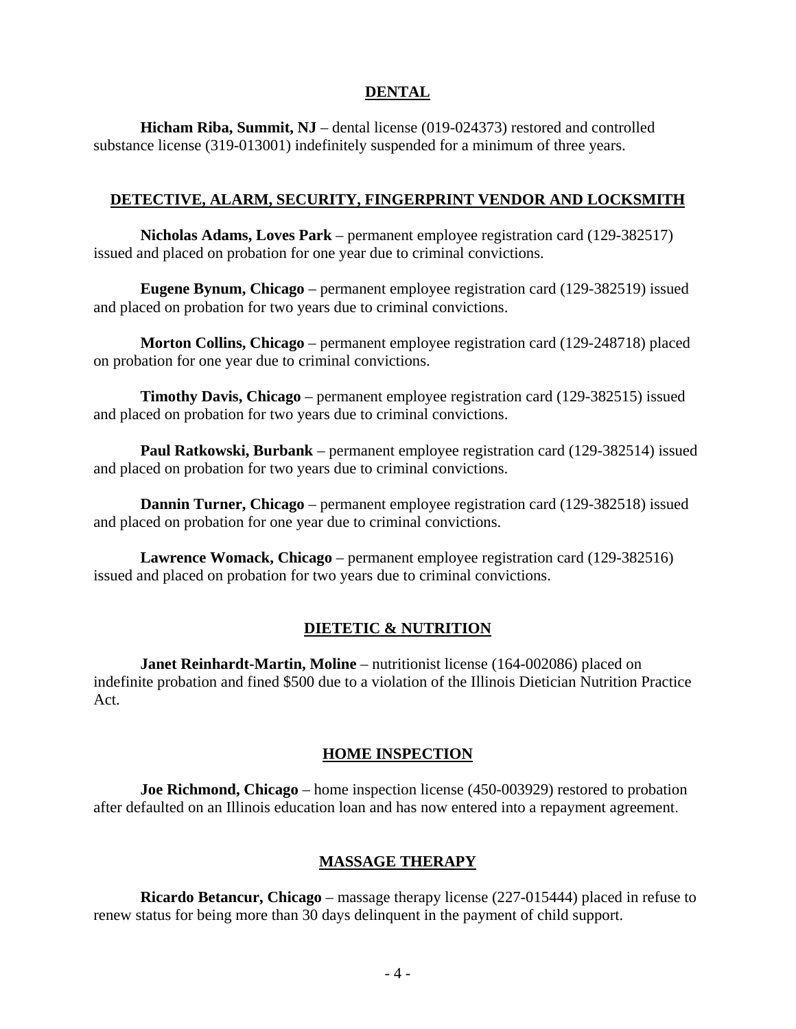## DENTAL

**Hicham Riba, Summit, NJ** – dental license (019-024373) restored and controlled substance license (319-013001) indefinitely suspended for a minimum of three years.

## DETECTIVE, ALARM, SECURITY, FINGERPRINT VENDOR AND LOCKSMITH

**Nicholas Adams, Loves Park** – permanent employee registration card (129-382517) issued and placed on probation for one year due to criminal convictions.

**Eugene Bynum, Chicago** – permanent employee registration card (129-382519) issued and placed on probation for two years due to criminal convictions.

**Morton Collins, Chicago** – permanent employee registration card (129-248718) placed on probation for one year due to criminal convictions.

**Timothy Davis, Chicago** – permanent employee registration card (129-382515) issued and placed on probation for two years due to criminal convictions.

**Paul Ratkowski, Burbank** – permanent employee registration card (129-382514) issued and placed on probation for two years due to criminal convictions.

**Dannin Turner, Chicago** – permanent employee registration card (129-382518) issued and placed on probation for one year due to criminal convictions.

**Lawrence Womack, Chicago** – permanent employee registration card (129-382516) issued and placed on probation for two years due to criminal convictions.

## DIETETIC & NUTRITION

**Janet Reinhardt-Martin, Moline** – nutritionist license (164-002086) placed on indefinite probation and fined $500 due to a violation of the Illinois Dietician Nutrition Practice Act.

## HOME INSPECTION

**Joe Richmond, Chicago** – home inspection license (450-003929) restored to probation after defaulted on an Illinois education loan and has now entered into a repayment agreement.

## MASSAGE THERAPY

**Ricardo Betancur, Chicago** – massage therapy license (227-015444) placed in refuse to renew status for being more than 30 days delinquent in the payment of child support.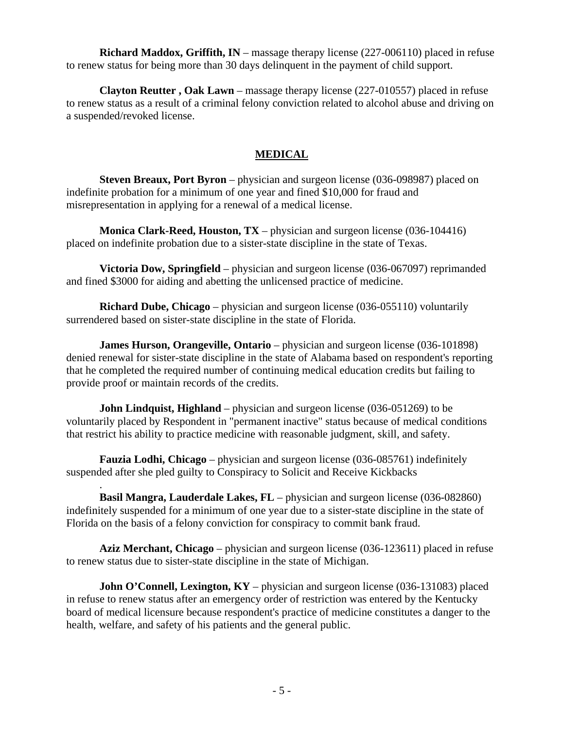**Richard Maddox, Griffith, IN** – massage therapy license (227-006110) placed in refuse to renew status for being more than 30 days delinquent in the payment of child support.

**Clayton Reutter , Oak Lawn** – massage therapy license (227-010557) placed in refuse to renew status as a result of a criminal felony conviction related to alcohol abuse and driving on a suspended/revoked license.

## MEDICAL

**Steven Breaux, Port Byron** – physician and surgeon license (036-098987) placed on indefinite probation for a minimum of one year and fined $10,000 for fraud and misrepresentation in applying for a renewal of a medical license.

**Monica Clark-Reed, Houston, TX** – physician and surgeon license (036-104416) placed on indefinite probation due to a sister-state discipline in the state of Texas.

**Victoria Dow, Springfield** – physician and surgeon license (036-067097) reprimanded and fined $3000 for aiding and abetting the unlicensed practice of medicine.

**Richard Dube, Chicago** – physician and surgeon license (036-055110) voluntarily surrendered based on sister-state discipline in the state of Florida.

**James Hurson, Orangeville, Ontario** – physician and surgeon license (036-101898) denied renewal for sister-state discipline in the state of Alabama based on respondent's reporting that he completed the required number of continuing medical education credits but failing to provide proof or maintain records of the credits.

**John Lindquist, Highland** – physician and surgeon license (036-051269) to be voluntarily placed by Respondent in "permanent inactive" status because of medical conditions that restrict his ability to practice medicine with reasonable judgment, skill, and safety.

**Fauzia Lodhi, Chicago** – physician and surgeon license (036-085761) indefinitely suspended after she pled guilty to Conspiracy to Solicit and Receive Kickbacks
.

**Basil Mangra, Lauderdale Lakes, FL** – physician and surgeon license (036-082860) indefinitely suspended for a minimum of one year due to a sister-state discipline in the state of Florida on the basis of a felony conviction for conspiracy to commit bank fraud.

**Aziz Merchant, Chicago** – physician and surgeon license (036-123611) placed in refuse to renew status due to sister-state discipline in the state of Michigan.

**John O'Connell, Lexington, KY** – physician and surgeon license (036-131083) placed in refuse to renew status after an emergency order of restriction was entered by the Kentucky board of medical licensure because respondent's practice of medicine constitutes a danger to the health, welfare, and safety of his patients and the general public.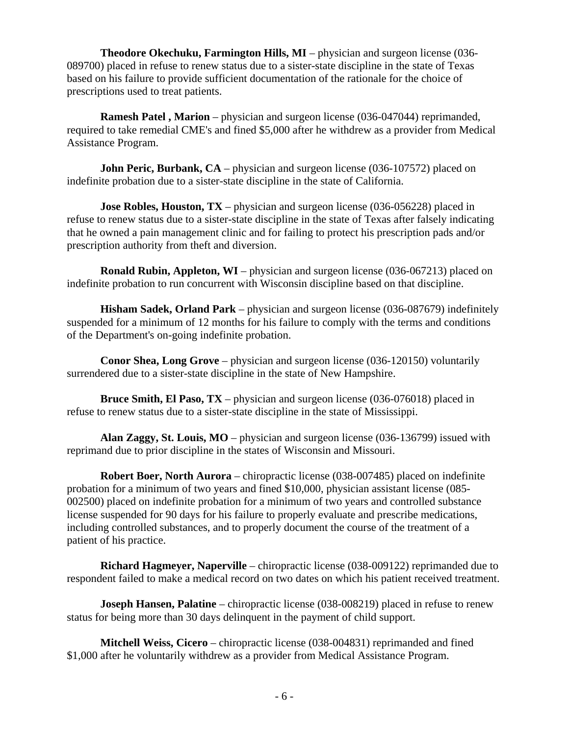**Theodore Okechuku, Farmington Hills, MI** – physician and surgeon license (036-089700) placed in refuse to renew status due to a sister-state discipline in the state of Texas based on his failure to provide sufficient documentation of the rationale for the choice of prescriptions used to treat patients.

**Ramesh Patel , Marion** – physician and surgeon license (036-047044) reprimanded, required to take remedial CME's and fined $5,000 after he withdrew as a provider from Medical Assistance Program.

**John Peric, Burbank, CA** – physician and surgeon license (036-107572) placed on indefinite probation due to a sister-state discipline in the state of California.

**Jose Robles, Houston, TX** – physician and surgeon license (036-056228) placed in refuse to renew status due to a sister-state discipline in the state of Texas after falsely indicating that he owned a pain management clinic and for failing to protect his prescription pads and/or prescription authority from theft and diversion.

**Ronald Rubin, Appleton, WI** – physician and surgeon license (036-067213) placed on indefinite probation to run concurrent with Wisconsin discipline based on that discipline.

**Hisham Sadek, Orland Park** – physician and surgeon license (036-087679) indefinitely suspended for a minimum of 12 months for his failure to comply with the terms and conditions of the Department's on-going indefinite probation.

**Conor Shea, Long Grove** – physician and surgeon license (036-120150) voluntarily surrendered due to a sister-state discipline in the state of New Hampshire.

**Bruce Smith, El Paso, TX** – physician and surgeon license (036-076018) placed in refuse to renew status due to a sister-state discipline in the state of Mississippi.

**Alan Zaggy, St. Louis, MO** – physician and surgeon license (036-136799) issued with reprimand due to prior discipline in the states of Wisconsin and Missouri.

**Robert Boer, North Aurora** – chiropractic license (038-007485) placed on indefinite probation for a minimum of two years and fined $10,000, physician assistant license (085-002500) placed on indefinite probation for a minimum of two years and controlled substance license suspended for 90 days for his failure to properly evaluate and prescribe medications, including controlled substances, and to properly document the course of the treatment of a patient of his practice.

**Richard Hagmeyer, Naperville** – chiropractic license (038-009122) reprimanded due to respondent failed to make a medical record on two dates on which his patient received treatment.

**Joseph Hansen, Palatine** – chiropractic license (038-008219) placed in refuse to renew status for being more than 30 days delinquent in the payment of child support.

**Mitchell Weiss, Cicero** – chiropractic license (038-004831) reprimanded and fined $1,000 after he voluntarily withdrew as a provider from Medical Assistance Program.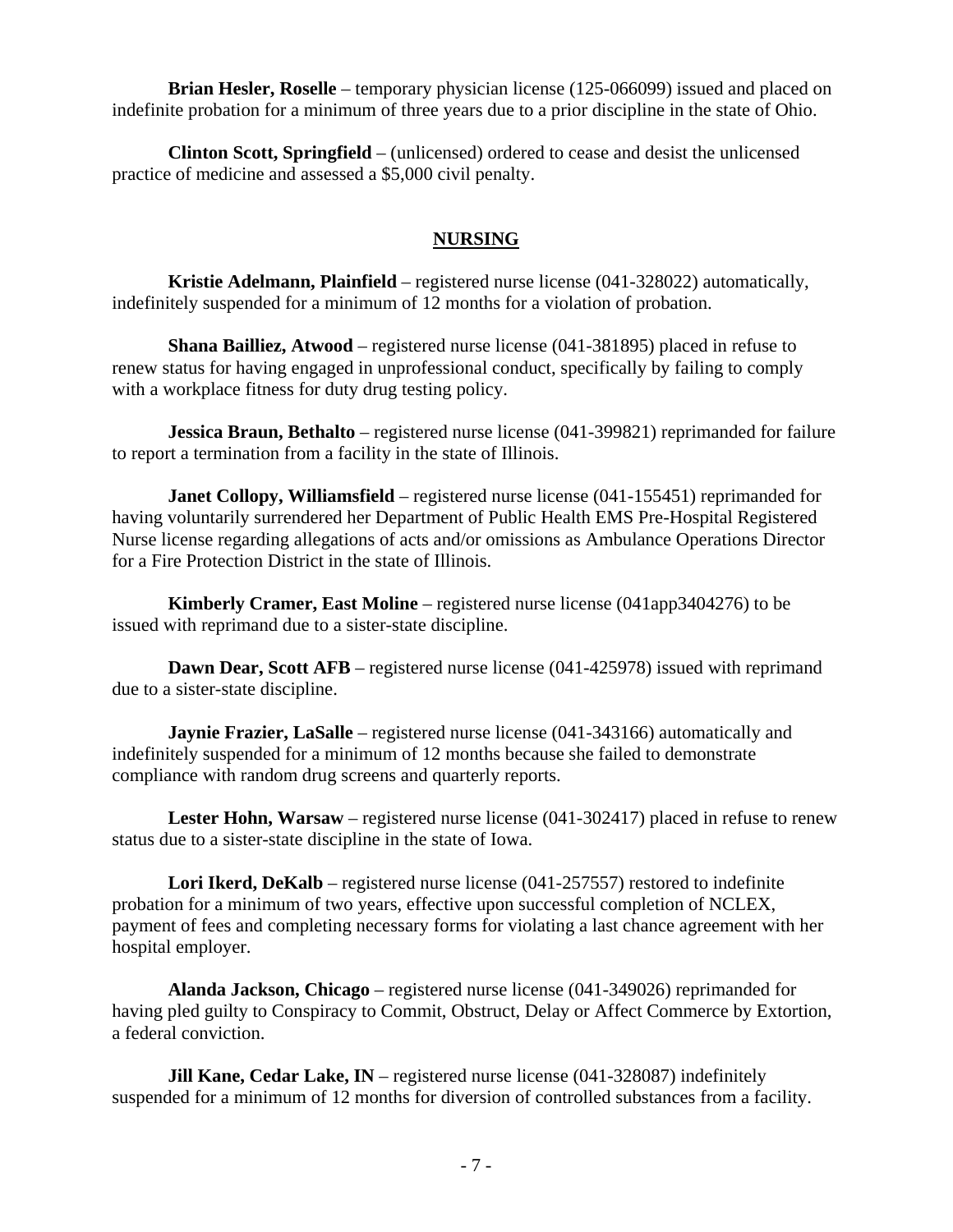**Brian Hesler, Roselle** – temporary physician license (125-066099) issued and placed on indefinite probation for a minimum of three years due to a prior discipline in the state of Ohio.

**Clinton Scott, Springfield** – (unlicensed) ordered to cease and desist the unlicensed practice of medicine and assessed a $5,000 civil penalty.

## NURSING

**Kristie Adelmann, Plainfield** – registered nurse license (041-328022) automatically, indefinitely suspended for a minimum of 12 months for a violation of probation.

**Shana Bailliez, Atwood** – registered nurse license (041-381895) placed in refuse to renew status for having engaged in unprofessional conduct, specifically by failing to comply with a workplace fitness for duty drug testing policy.

**Jessica Braun, Bethalto** – registered nurse license (041-399821) reprimanded for failure to report a termination from a facility in the state of Illinois.

**Janet Collopy, Williamsfield** – registered nurse license (041-155451) reprimanded for having voluntarily surrendered her Department of Public Health EMS Pre-Hospital Registered Nurse license regarding allegations of acts and/or omissions as Ambulance Operations Director for a Fire Protection District in the state of Illinois.

**Kimberly Cramer, East Moline** – registered nurse license (041app3404276) to be issued with reprimand due to a sister-state discipline.

**Dawn Dear, Scott AFB** – registered nurse license (041-425978) issued with reprimand due to a sister-state discipline.

**Jaynie Frazier, LaSalle** – registered nurse license (041-343166) automatically and indefinitely suspended for a minimum of 12 months because she failed to demonstrate compliance with random drug screens and quarterly reports.

**Lester Hohn, Warsaw** – registered nurse license (041-302417) placed in refuse to renew status due to a sister-state discipline in the state of Iowa.

**Lori Ikerd, DeKalb** – registered nurse license (041-257557) restored to indefinite probation for a minimum of two years, effective upon successful completion of NCLEX, payment of fees and completing necessary forms for violating a last chance agreement with her hospital employer.

**Alanda Jackson, Chicago** – registered nurse license (041-349026) reprimanded for having pled guilty to Conspiracy to Commit, Obstruct, Delay or Affect Commerce by Extortion, a federal conviction.

**Jill Kane, Cedar Lake, IN** – registered nurse license (041-328087) indefinitely suspended for a minimum of 12 months for diversion of controlled substances from a facility.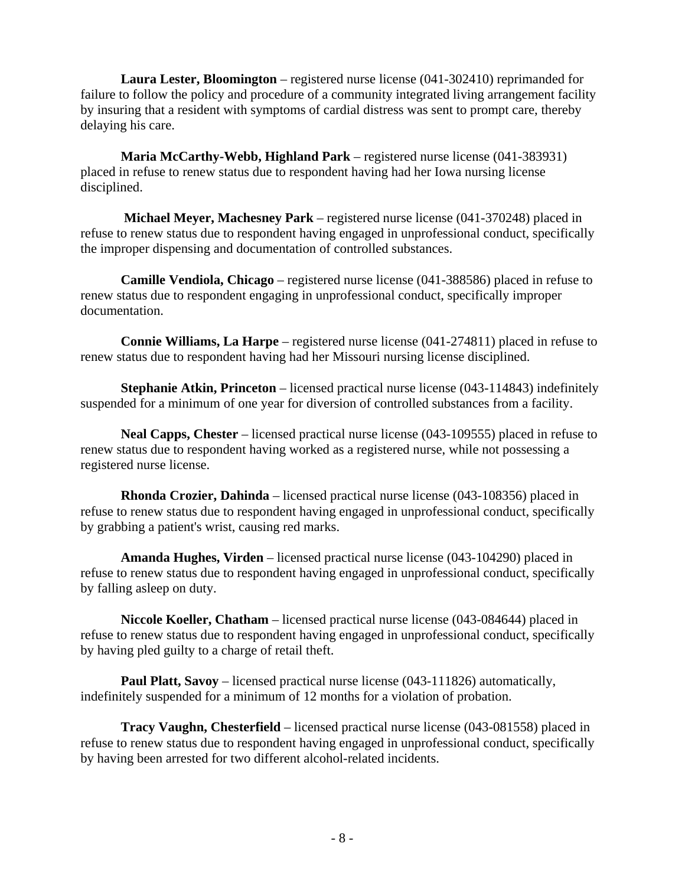**Laura Lester, Bloomington** – registered nurse license (041-302410) reprimanded for failure to follow the policy and procedure of a community integrated living arrangement facility by insuring that a resident with symptoms of cardial distress was sent to prompt care, thereby delaying his care.

**Maria McCarthy-Webb, Highland Park** – registered nurse license (041-383931) placed in refuse to renew status due to respondent having had her Iowa nursing license disciplined.

**Michael Meyer, Machesney Park** – registered nurse license (041-370248) placed in refuse to renew status due to respondent having engaged in unprofessional conduct, specifically the improper dispensing and documentation of controlled substances.

**Camille Vendiola, Chicago** – registered nurse license (041-388586) placed in refuse to renew status due to respondent engaging in unprofessional conduct, specifically improper documentation.

**Connie Williams, La Harpe** – registered nurse license (041-274811) placed in refuse to renew status due to respondent having had her Missouri nursing license disciplined.

**Stephanie Atkin, Princeton** – licensed practical nurse license (043-114843) indefinitely suspended for a minimum of one year for diversion of controlled substances from a facility.

**Neal Capps, Chester** – licensed practical nurse license (043-109555) placed in refuse to renew status due to respondent having worked as a registered nurse, while not possessing a registered nurse license.

**Rhonda Crozier, Dahinda** – licensed practical nurse license (043-108356) placed in refuse to renew status due to respondent having engaged in unprofessional conduct, specifically by grabbing a patient's wrist, causing red marks.

**Amanda Hughes, Virden** – licensed practical nurse license (043-104290) placed in refuse to renew status due to respondent having engaged in unprofessional conduct, specifically by falling asleep on duty.

**Niccole Koeller, Chatham** – licensed practical nurse license (043-084644) placed in refuse to renew status due to respondent having engaged in unprofessional conduct, specifically by having pled guilty to a charge of retail theft.

**Paul Platt, Savoy** – licensed practical nurse license (043-111826) automatically, indefinitely suspended for a minimum of 12 months for a violation of probation.

**Tracy Vaughn, Chesterfield** – licensed practical nurse license (043-081558) placed in refuse to renew status due to respondent having engaged in unprofessional conduct, specifically by having been arrested for two different alcohol-related incidents.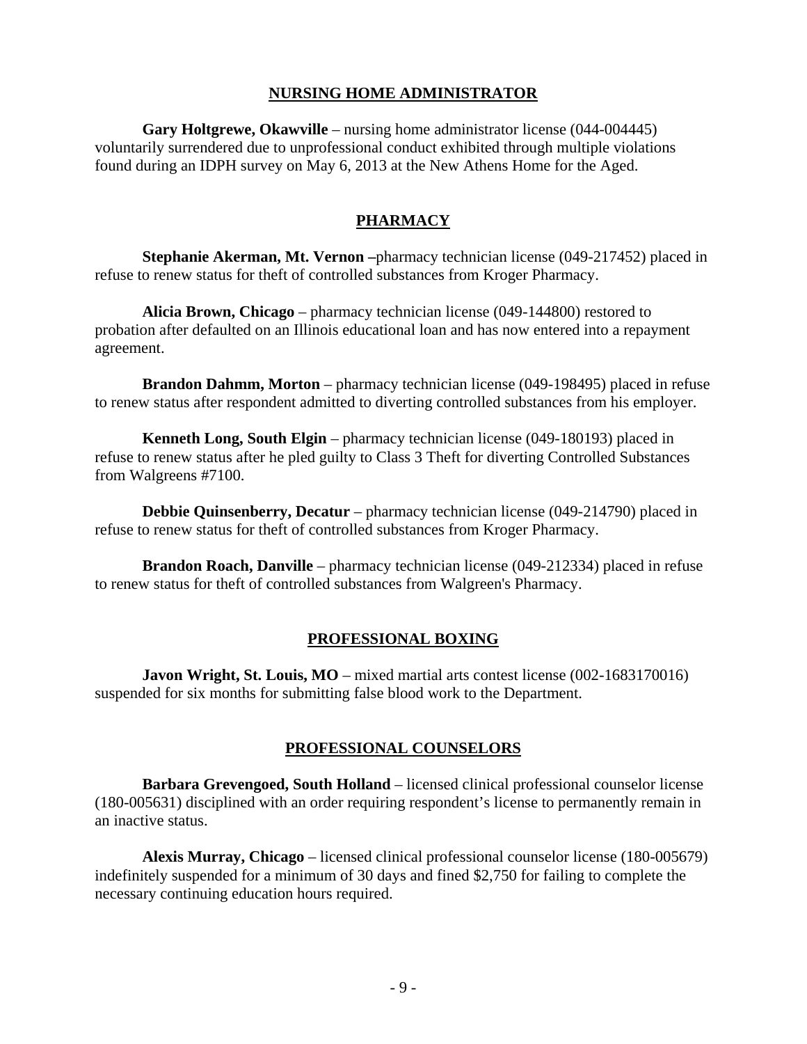## NURSING HOME ADMINISTRATOR

**Gary Holtgrewe, Okawville** – nursing home administrator license (044-004445) voluntarily surrendered due to unprofessional conduct exhibited through multiple violations found during an IDPH survey on May 6, 2013 at the New Athens Home for the Aged.

## PHARMACY

**Stephanie Akerman, Mt. Vernon –**pharmacy technician license (049-217452) placed in refuse to renew status for theft of controlled substances from Kroger Pharmacy.

**Alicia Brown, Chicago** – pharmacy technician license (049-144800) restored to probation after defaulted on an Illinois educational loan and has now entered into a repayment agreement.

**Brandon Dahmm, Morton** – pharmacy technician license (049-198495) placed in refuse to renew status after respondent admitted to diverting controlled substances from his employer.

**Kenneth Long, South Elgin** – pharmacy technician license (049-180193) placed in refuse to renew status after he pled guilty to Class 3 Theft for diverting Controlled Substances from Walgreens #7100.

**Debbie Quinsenberry, Decatur** – pharmacy technician license (049-214790) placed in refuse to renew status for theft of controlled substances from Kroger Pharmacy.

**Brandon Roach, Danville** – pharmacy technician license (049-212334) placed in refuse to renew status for theft of controlled substances from Walgreen's Pharmacy.

## PROFESSIONAL BOXING

**Javon Wright, St. Louis, MO** – mixed martial arts contest license (002-1683170016) suspended for six months for submitting false blood work to the Department.

## PROFESSIONAL COUNSELORS

**Barbara Grevengoed, South Holland** – licensed clinical professional counselor license (180-005631) disciplined with an order requiring respondent's license to permanently remain in an inactive status.

**Alexis Murray, Chicago** – licensed clinical professional counselor license (180-005679) indefinitely suspended for a minimum of 30 days and fined $2,750 for failing to complete the necessary continuing education hours required.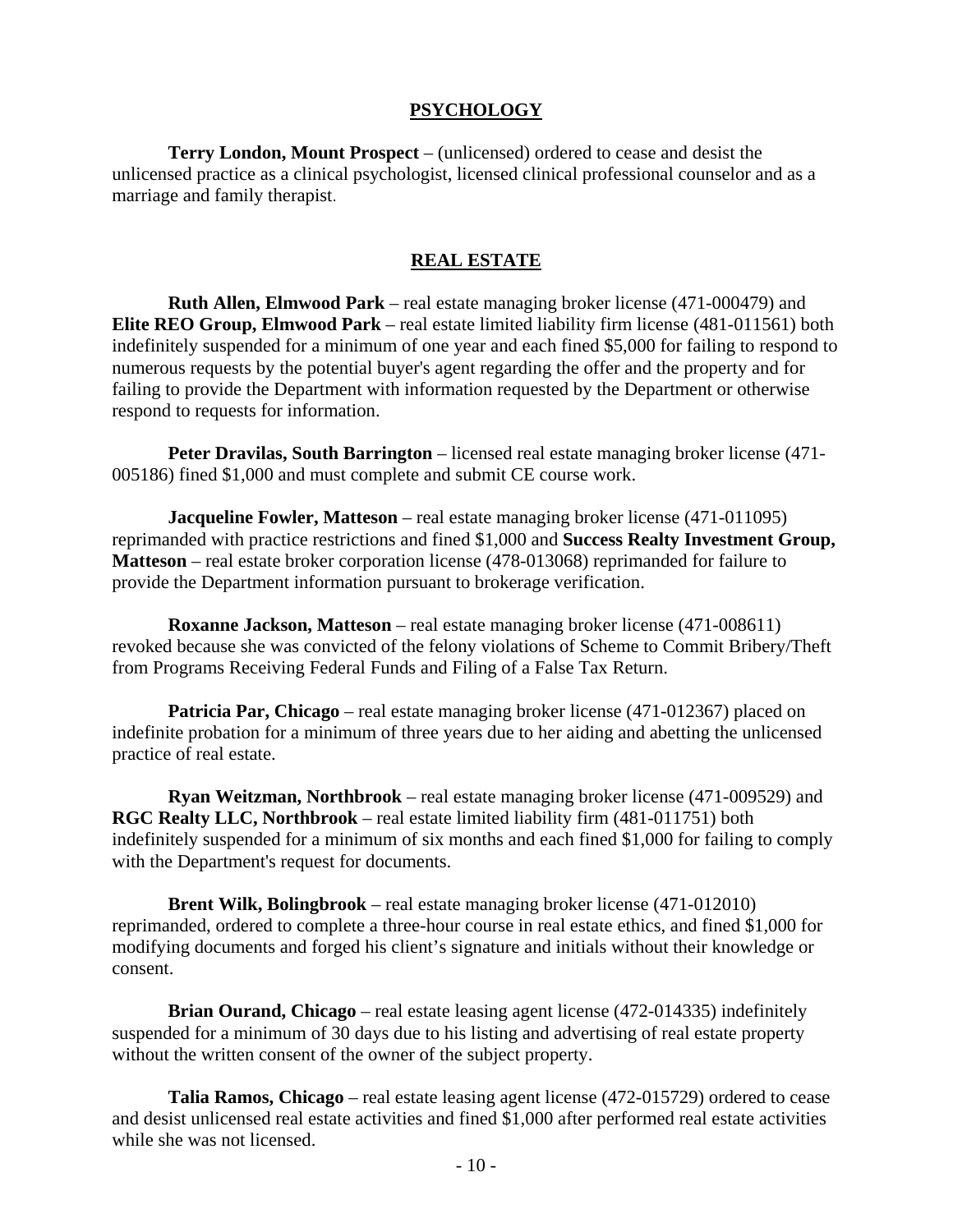## PSYCHOLOGY

**Terry London, Mount Prospect** – (unlicensed) ordered to cease and desist the unlicensed practice as a clinical psychologist, licensed clinical professional counselor and as a marriage and family therapist.

## REAL ESTATE

**Ruth Allen, Elmwood Park** – real estate managing broker license (471-000479) and **Elite REO Group, Elmwood Park** – real estate limited liability firm license (481-011561) both indefinitely suspended for a minimum of one year and each fined $5,000 for failing to respond to numerous requests by the potential buyer's agent regarding the offer and the property and for failing to provide the Department with information requested by the Department or otherwise respond to requests for information.

**Peter Dravilas, South Barrington** – licensed real estate managing broker license (471-005186) fined $1,000 and must complete and submit CE course work.

**Jacqueline Fowler, Matteson** – real estate managing broker license (471-011095) reprimanded with practice restrictions and fined $1,000 and **Success Realty Investment Group, Matteson** – real estate broker corporation license (478-013068) reprimanded for failure to provide the Department information pursuant to brokerage verification.

**Roxanne Jackson, Matteson** – real estate managing broker license (471-008611) revoked because she was convicted of the felony violations of Scheme to Commit Bribery/Theft from Programs Receiving Federal Funds and Filing of a False Tax Return.

**Patricia Par, Chicago** – real estate managing broker license (471-012367) placed on indefinite probation for a minimum of three years due to her aiding and abetting the unlicensed practice of real estate.

**Ryan Weitzman, Northbrook** – real estate managing broker license (471-009529) and **RGC Realty LLC, Northbrook** – real estate limited liability firm (481-011751) both indefinitely suspended for a minimum of six months and each fined $1,000 for failing to comply with the Department's request for documents.

**Brent Wilk, Bolingbrook** – real estate managing broker license (471-012010) reprimanded, ordered to complete a three-hour course in real estate ethics, and fined $1,000 for modifying documents and forged his client's signature and initials without their knowledge or consent.

**Brian Ourand, Chicago** – real estate leasing agent license (472-014335) indefinitely suspended for a minimum of 30 days due to his listing and advertising of real estate property without the written consent of the owner of the subject property.

**Talia Ramos, Chicago** – real estate leasing agent license (472-015729) ordered to cease and desist unlicensed real estate activities and fined $1,000 after performed real estate activities while she was not licensed.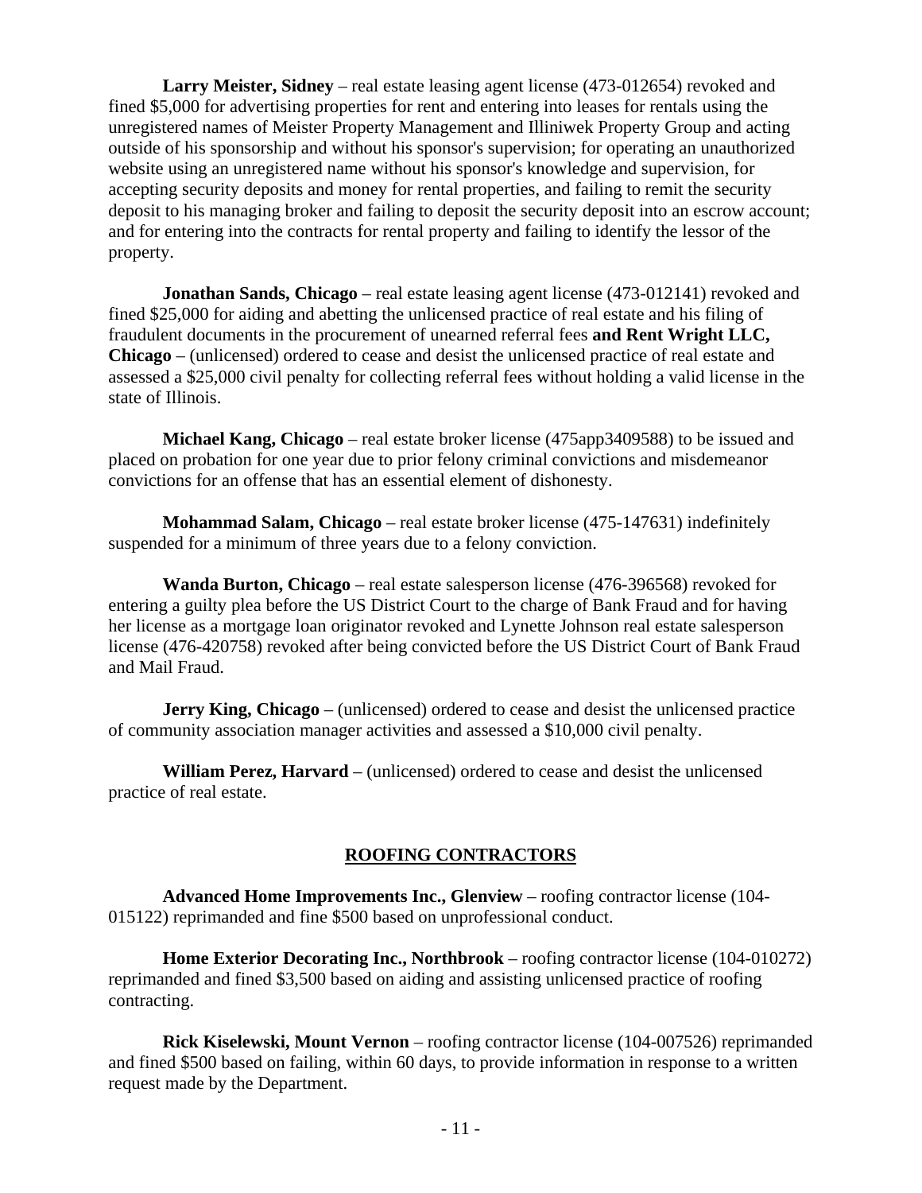**Larry Meister, Sidney** – real estate leasing agent license (473-012654) revoked and fined $5,000 for advertising properties for rent and entering into leases for rentals using the unregistered names of Meister Property Management and Illiniwek Property Group and acting outside of his sponsorship and without his sponsor's supervision; for operating an unauthorized website using an unregistered name without his sponsor's knowledge and supervision, for accepting security deposits and money for rental properties, and failing to remit the security deposit to his managing broker and failing to deposit the security deposit into an escrow account; and for entering into the contracts for rental property and failing to identify the lessor of the property.

**Jonathan Sands, Chicago** – real estate leasing agent license (473-012141) revoked and fined $25,000 for aiding and abetting the unlicensed practice of real estate and his filing of fraudulent documents in the procurement of unearned referral fees **and Rent Wright LLC, Chicago** – (unlicensed) ordered to cease and desist the unlicensed practice of real estate and assessed a $25,000 civil penalty for collecting referral fees without holding a valid license in the state of Illinois.

**Michael Kang, Chicago** – real estate broker license (475app3409588) to be issued and placed on probation for one year due to prior felony criminal convictions and misdemeanor convictions for an offense that has an essential element of dishonesty.

**Mohammad Salam, Chicago** – real estate broker license (475-147631) indefinitely suspended for a minimum of three years due to a felony conviction.

**Wanda Burton, Chicago** – real estate salesperson license (476-396568) revoked for entering a guilty plea before the US District Court to the charge of Bank Fraud and for having her license as a mortgage loan originator revoked and Lynette Johnson real estate salesperson license (476-420758) revoked after being convicted before the US District Court of Bank Fraud and Mail Fraud.

**Jerry King, Chicago** – (unlicensed) ordered to cease and desist the unlicensed practice of community association manager activities and assessed a $10,000 civil penalty.

**William Perez, Harvard** – (unlicensed) ordered to cease and desist the unlicensed practice of real estate.

## ROOFING CONTRACTORS

**Advanced Home Improvements Inc., Glenview** – roofing contractor license (104-015122) reprimanded and fine $500 based on unprofessional conduct.

**Home Exterior Decorating Inc., Northbrook** – roofing contractor license (104-010272) reprimanded and fined $3,500 based on aiding and assisting unlicensed practice of roofing contracting.

**Rick Kiselewski, Mount Vernon** – roofing contractor license (104-007526) reprimanded and fined $500 based on failing, within 60 days, to provide information in response to a written request made by the Department.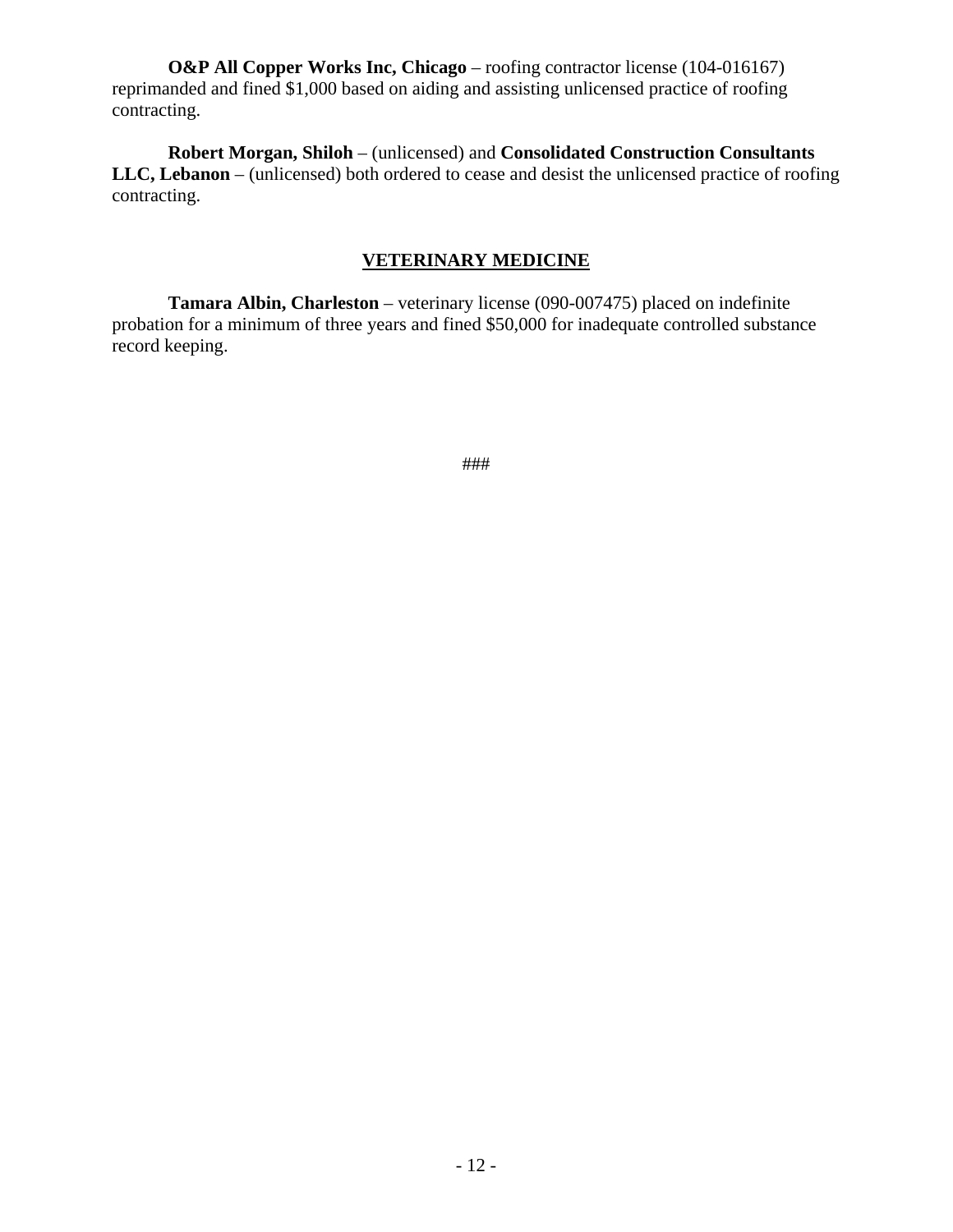**O&P All Copper Works Inc, Chicago** – roofing contractor license (104-016167) reprimanded and fined $1,000 based on aiding and assisting unlicensed practice of roofing contracting.

**Robert Morgan, Shiloh** – (unlicensed) and **Consolidated Construction Consultants LLC, Lebanon** – (unlicensed) both ordered to cease and desist the unlicensed practice of roofing contracting.

## VETERINARY MEDICINE

**Tamara Albin, Charleston** – veterinary license (090-007475) placed on indefinite probation for a minimum of three years and fined $50,000 for inadequate controlled substance record keeping.

###